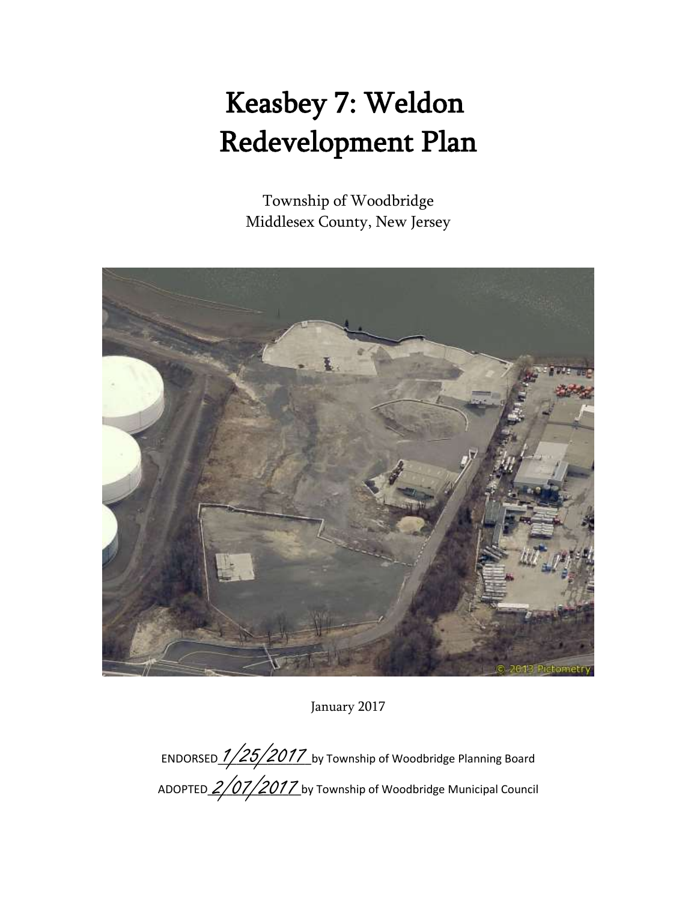# Keasbey 7: Weldon Redevelopment Plan

Township of Woodbridge
Middlesex County, New Jersey

January 2017

ENDORSED 1/25/2017 by Township of Woodbridge Planning Board

ADOPTED 2/07/2017 by Township of Woodbridge Municipal Council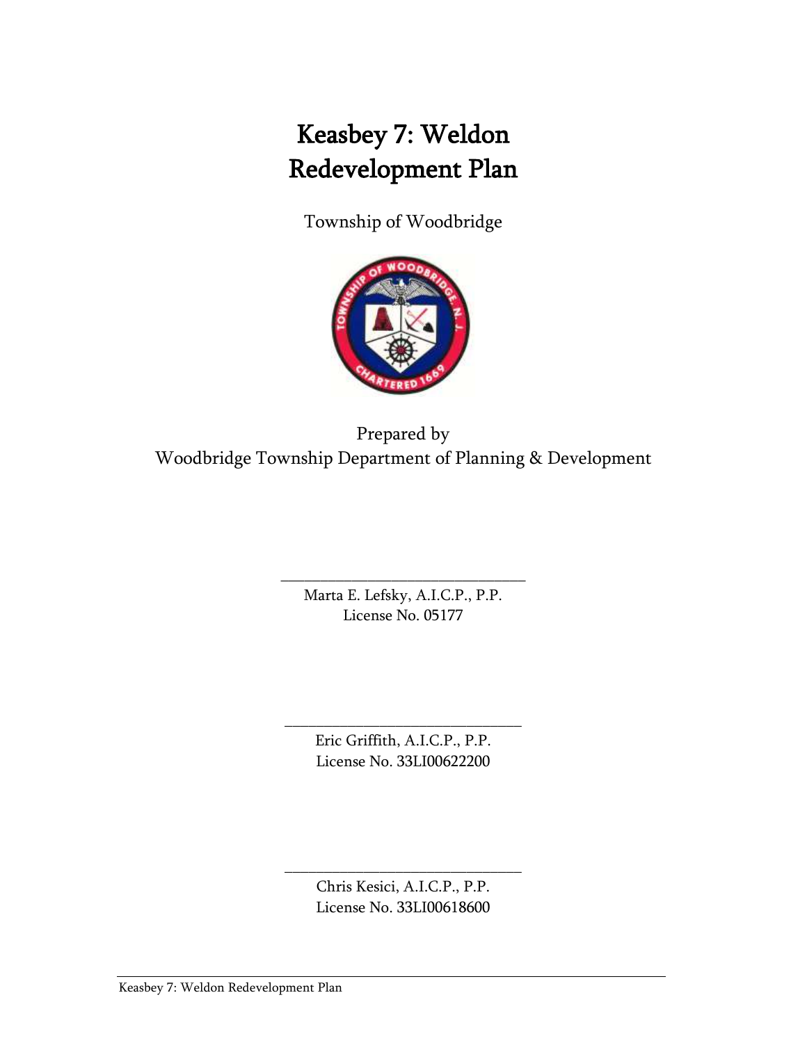# Keasbey 7: Weldon Redevelopment Plan

Township of Woodbridge

Prepared by
Woodbridge Township Department of Planning & Development

\_\_\_\_\_\_\_\_\_\_\_\_\_\_\_\_\_\_\_\_\_\_\_\_\_\_\_\_\_\_\_\_

Marta E. Lefsky, A.I.C.P., P.P.
License No. 05177

\_\_\_\_\_\_\_\_\_\_\_\_\_\_\_\_\_\_\_\_\_\_\_\_\_\_\_\_\_\_\_\_

Eric Griffith, A.I.C.P., P.P.
License No. 33LI00622200

\_\_\_\_\_\_\_\_\_\_\_\_\_\_\_\_\_\_\_\_\_\_\_\_\_\_\_\_\_\_\_\_

Chris Kesici, A.I.C.P., P.P.
License No. 33LI00618600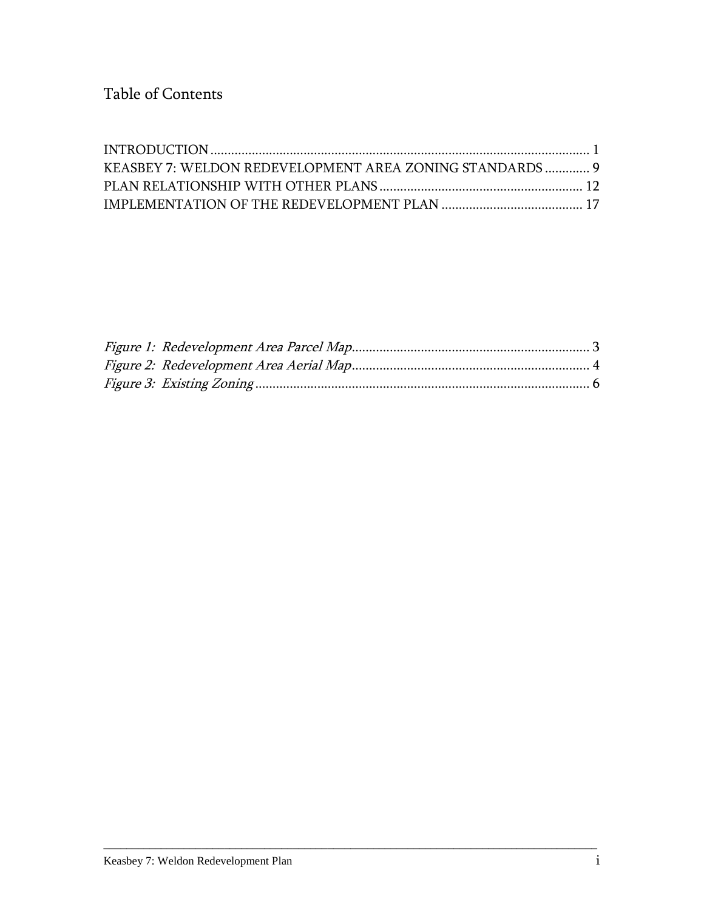# Table of Contents

INTRODUCTION .......... 1
KEASBEY 7: WELDON REDEVELOPMENT AREA ZONING STANDARDS .......... 9
PLAN RELATIONSHIP WITH OTHER PLANS .......... 12
IMPLEMENTATION OF THE REDEVELOPMENT PLAN .......... 17

*Figure 1: Redevelopment Area Parcel Map* .......... 3
*Figure 2: Redevelopment Area Aerial Map* .......... 4
*Figure 3: Existing Zoning* .......... 6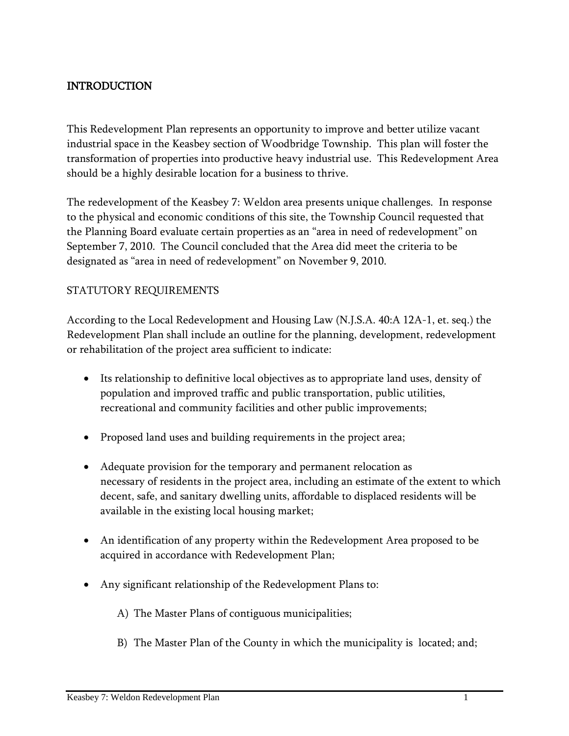## INTRODUCTION

This Redevelopment Plan represents an opportunity to improve and better utilize vacant industrial space in the Keasbey section of Woodbridge Township. This plan will foster the transformation of properties into productive heavy industrial use. This Redevelopment Area should be a highly desirable location for a business to thrive.

The redevelopment of the Keasbey 7: Weldon area presents unique challenges. In response to the physical and economic conditions of this site, the Township Council requested that the Planning Board evaluate certain properties as an "area in need of redevelopment" on September 7, 2010. The Council concluded that the Area did meet the criteria to be designated as "area in need of redevelopment" on November 9, 2010.

### STATUTORY REQUIREMENTS

According to the Local Redevelopment and Housing Law (N.J.S.A. 40:A 12A-1, et. seq.) the Redevelopment Plan shall include an outline for the planning, development, redevelopment or rehabilitation of the project area sufficient to indicate:

- Its relationship to definitive local objectives as to appropriate land uses, density of population and improved traffic and public transportation, public utilities, recreational and community facilities and other public improvements;
- Proposed land uses and building requirements in the project area;
- Adequate provision for the temporary and permanent relocation as necessary of residents in the project area, including an estimate of the extent to which decent, safe, and sanitary dwelling units, affordable to displaced residents will be available in the existing local housing market;
- An identification of any property within the Redevelopment Area proposed to be acquired in accordance with Redevelopment Plan;
- Any significant relationship of the Redevelopment Plans to:

  A) The Master Plans of contiguous municipalities;

  B) The Master Plan of the County in which the municipality is located; and;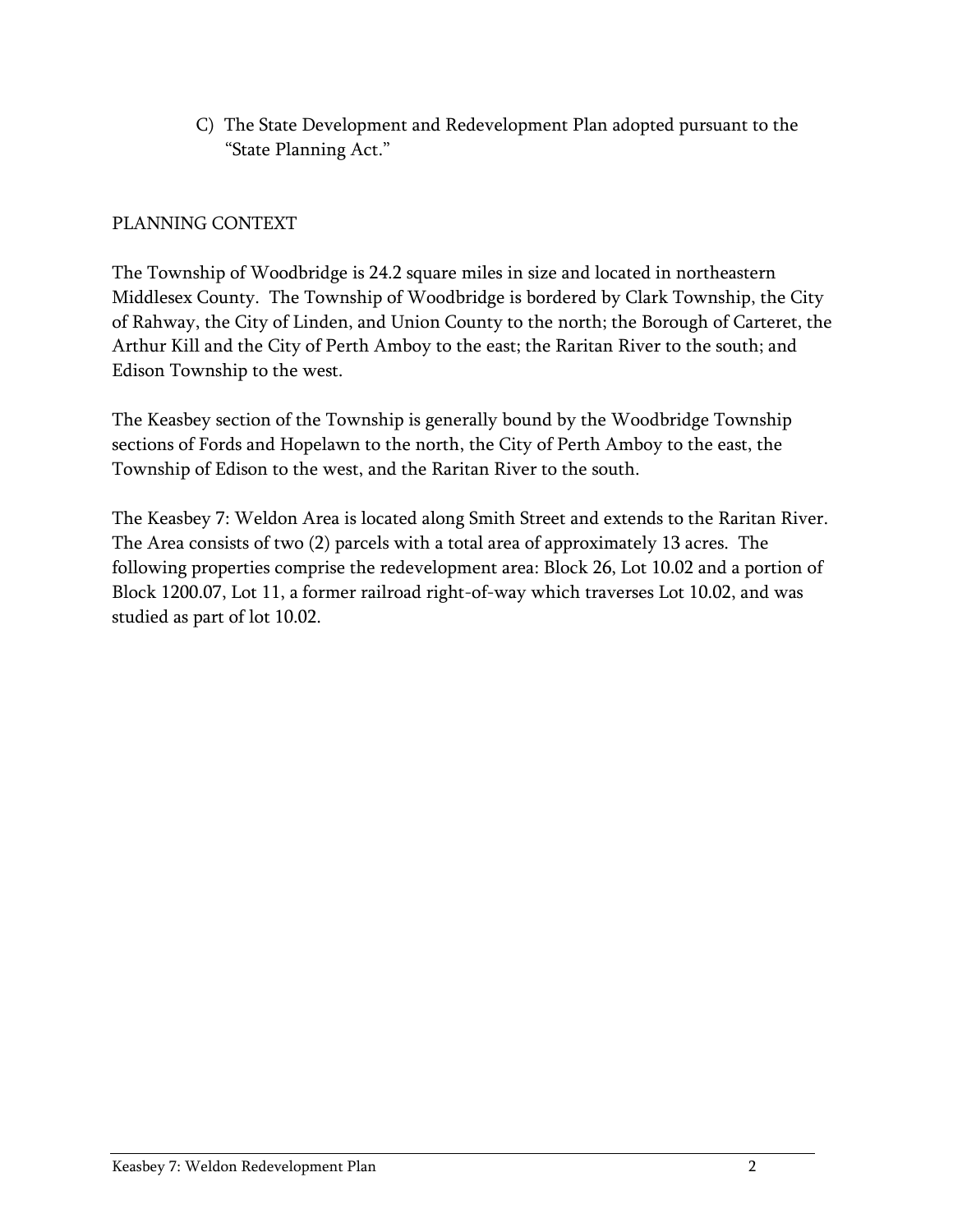C) The State Development and Redevelopment Plan adopted pursuant to the "State Planning Act."

## PLANNING CONTEXT

The Township of Woodbridge is 24.2 square miles in size and located in northeastern Middlesex County. The Township of Woodbridge is bordered by Clark Township, the City of Rahway, the City of Linden, and Union County to the north; the Borough of Carteret, the Arthur Kill and the City of Perth Amboy to the east; the Raritan River to the south; and Edison Township to the west.

The Keasbey section of the Township is generally bound by the Woodbridge Township sections of Fords and Hopelawn to the north, the City of Perth Amboy to the east, the Township of Edison to the west, and the Raritan River to the south.

The Keasbey 7: Weldon Area is located along Smith Street and extends to the Raritan River. The Area consists of two (2) parcels with a total area of approximately 13 acres. The following properties comprise the redevelopment area: Block 26, Lot 10.02 and a portion of Block 1200.07, Lot 11, a former railroad right-of-way which traverses Lot 10.02, and was studied as part of lot 10.02.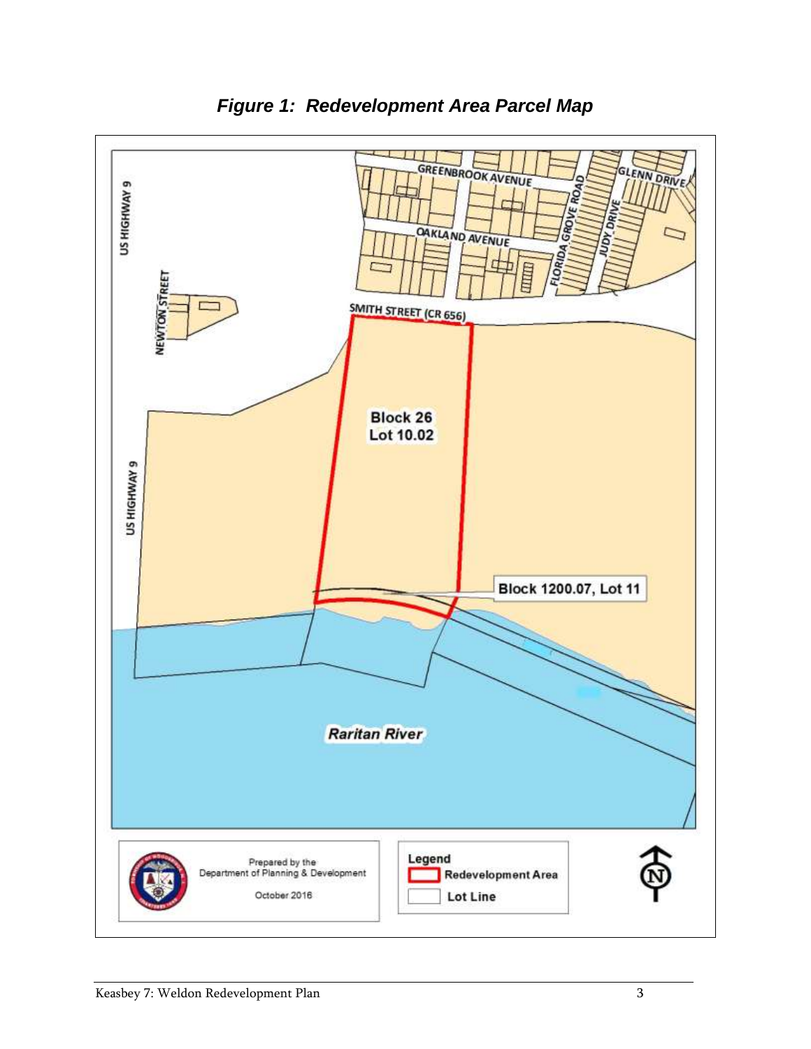***Figure 1: Redevelopment Area Parcel Map***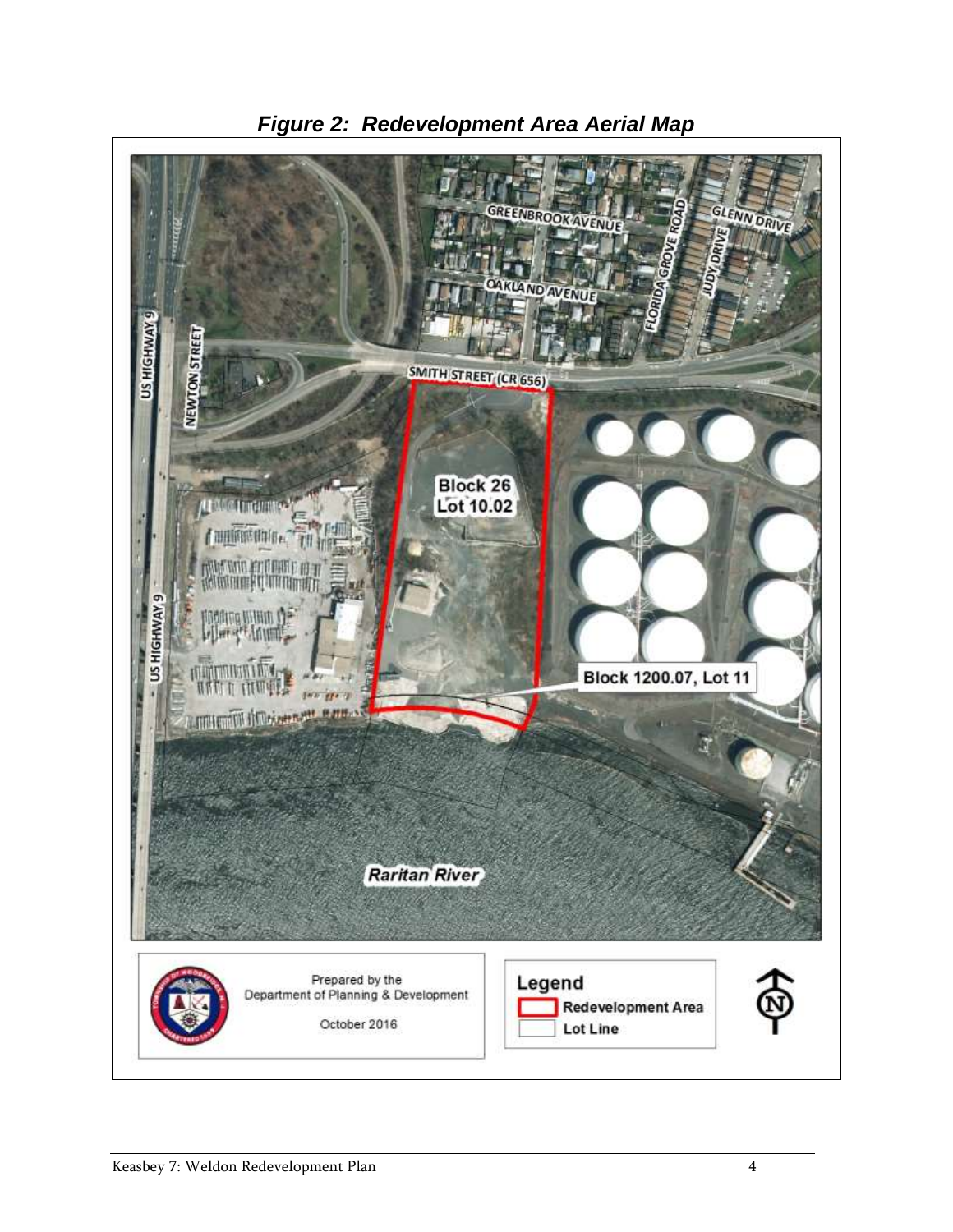*Figure 2: Redevelopment Area Aerial Map*

GREENBROOK AVENUE

GLENN DRIVE

FLORIDA GROVE ROAD

JUDY DRIVE

OAKLAND AVENUE

US HIGHWAY 9

NEWTON STREET

SMITH STREET (CR 656)

Block 26 Lot 10.02

US HIGHWAY 9

Block 1200.07, Lot 11

Raritan River

Prepared by the Department of Planning & Development

October 2016

Legend

Redevelopment Area

Lot Line

N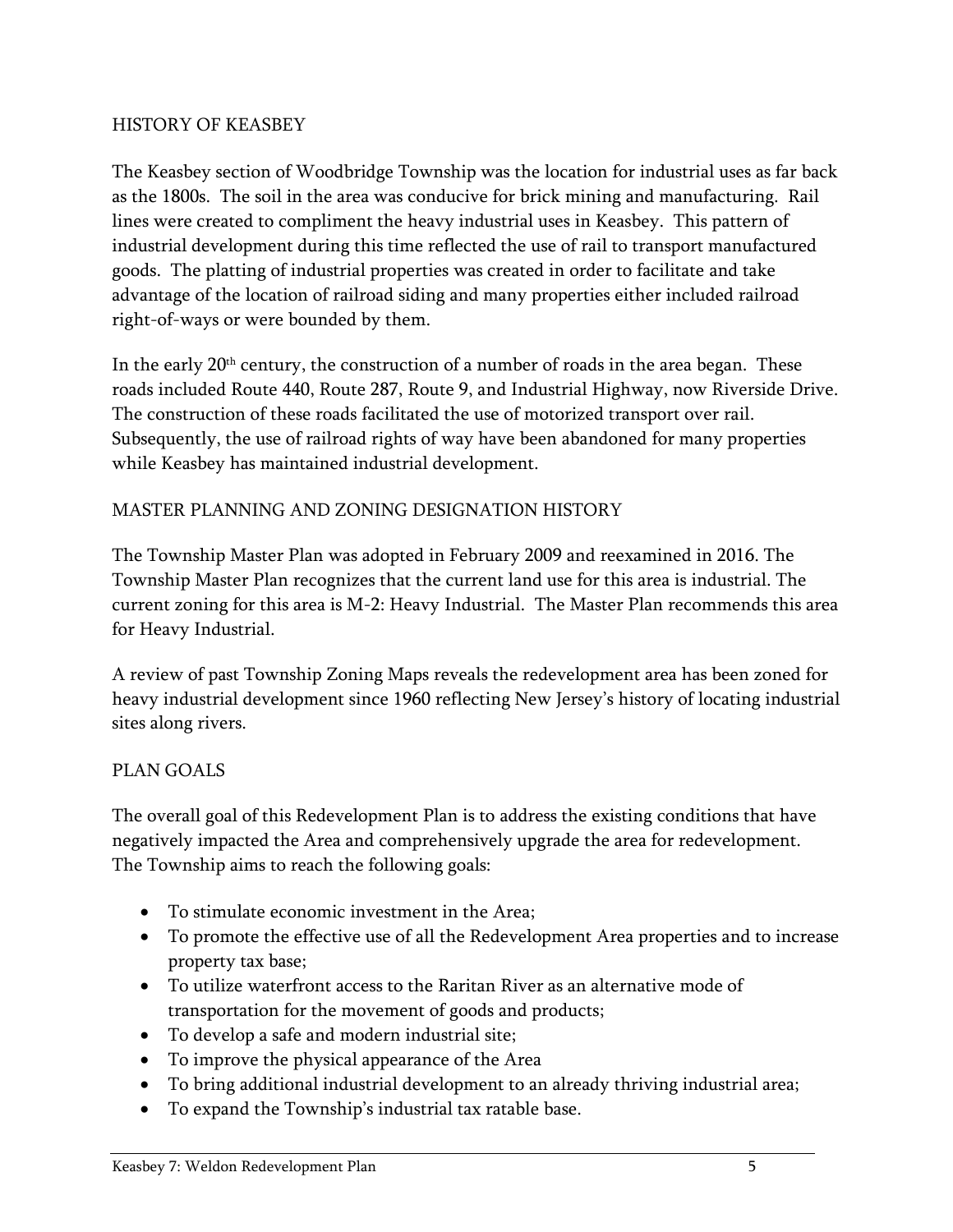## HISTORY OF KEASBEY

The Keasbey section of Woodbridge Township was the location for industrial uses as far back as the 1800s. The soil in the area was conducive for brick mining and manufacturing. Rail lines were created to compliment the heavy industrial uses in Keasbey. This pattern of industrial development during this time reflected the use of rail to transport manufactured goods. The platting of industrial properties was created in order to facilitate and take advantage of the location of railroad siding and many properties either included railroad right-of-ways or were bounded by them.

In the early 20th century, the construction of a number of roads in the area began. These roads included Route 440, Route 287, Route 9, and Industrial Highway, now Riverside Drive. The construction of these roads facilitated the use of motorized transport over rail. Subsequently, the use of railroad rights of way have been abandoned for many properties while Keasbey has maintained industrial development.

## MASTER PLANNING AND ZONING DESIGNATION HISTORY

The Township Master Plan was adopted in February 2009 and reexamined in 2016. The Township Master Plan recognizes that the current land use for this area is industrial. The current zoning for this area is M-2: Heavy Industrial. The Master Plan recommends this area for Heavy Industrial.

A review of past Township Zoning Maps reveals the redevelopment area has been zoned for heavy industrial development since 1960 reflecting New Jersey's history of locating industrial sites along rivers.

## PLAN GOALS

The overall goal of this Redevelopment Plan is to address the existing conditions that have negatively impacted the Area and comprehensively upgrade the area for redevelopment. The Township aims to reach the following goals:

- To stimulate economic investment in the Area;
- To promote the effective use of all the Redevelopment Area properties and to increase property tax base;
- To utilize waterfront access to the Raritan River as an alternative mode of transportation for the movement of goods and products;
- To develop a safe and modern industrial site;
- To improve the physical appearance of the Area
- To bring additional industrial development to an already thriving industrial area;
- To expand the Township's industrial tax ratable base.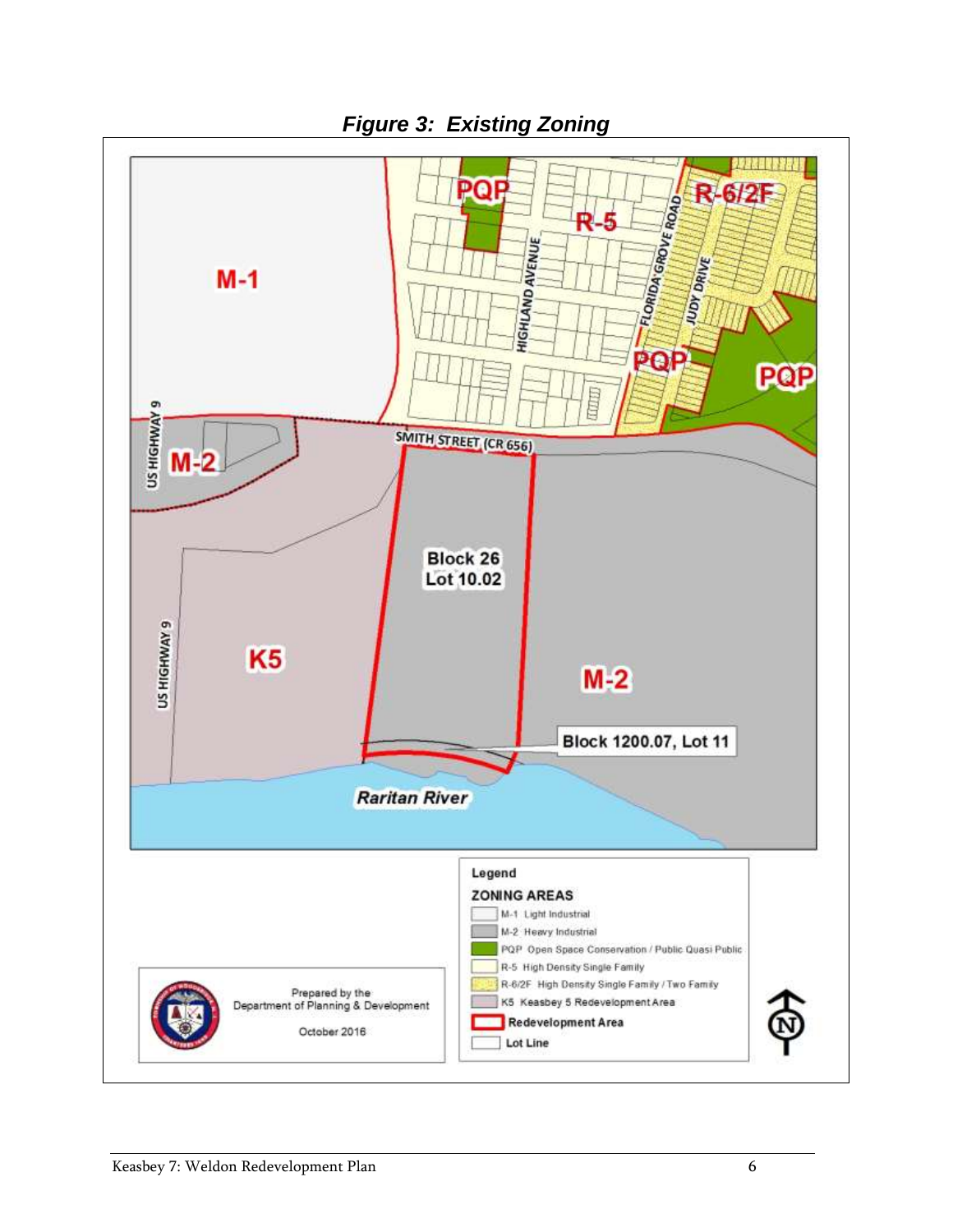***Figure 3: Existing Zoning***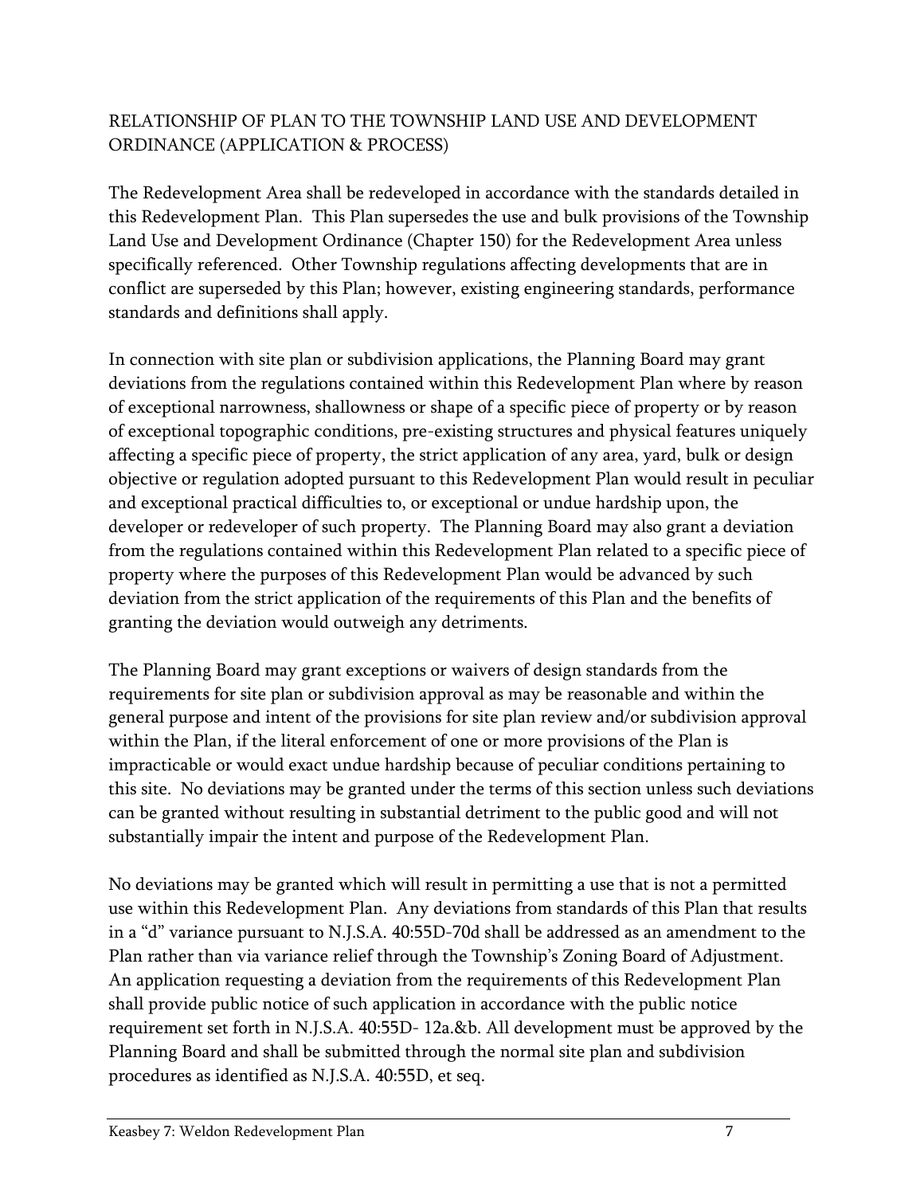## RELATIONSHIP OF PLAN TO THE TOWNSHIP LAND USE AND DEVELOPMENT ORDINANCE (APPLICATION & PROCESS)

The Redevelopment Area shall be redeveloped in accordance with the standards detailed in this Redevelopment Plan. This Plan supersedes the use and bulk provisions of the Township Land Use and Development Ordinance (Chapter 150) for the Redevelopment Area unless specifically referenced. Other Township regulations affecting developments that are in conflict are superseded by this Plan; however, existing engineering standards, performance standards and definitions shall apply.

In connection with site plan or subdivision applications, the Planning Board may grant deviations from the regulations contained within this Redevelopment Plan where by reason of exceptional narrowness, shallowness or shape of a specific piece of property or by reason of exceptional topographic conditions, pre-existing structures and physical features uniquely affecting a specific piece of property, the strict application of any area, yard, bulk or design objective or regulation adopted pursuant to this Redevelopment Plan would result in peculiar and exceptional practical difficulties to, or exceptional or undue hardship upon, the developer or redeveloper of such property. The Planning Board may also grant a deviation from the regulations contained within this Redevelopment Plan related to a specific piece of property where the purposes of this Redevelopment Plan would be advanced by such deviation from the strict application of the requirements of this Plan and the benefits of granting the deviation would outweigh any detriments.

The Planning Board may grant exceptions or waivers of design standards from the requirements for site plan or subdivision approval as may be reasonable and within the general purpose and intent of the provisions for site plan review and/or subdivision approval within the Plan, if the literal enforcement of one or more provisions of the Plan is impracticable or would exact undue hardship because of peculiar conditions pertaining to this site. No deviations may be granted under the terms of this section unless such deviations can be granted without resulting in substantial detriment to the public good and will not substantially impair the intent and purpose of the Redevelopment Plan.

No deviations may be granted which will result in permitting a use that is not a permitted use within this Redevelopment Plan. Any deviations from standards of this Plan that results in a "d" variance pursuant to N.J.S.A. 40:55D-70d shall be addressed as an amendment to the Plan rather than via variance relief through the Township's Zoning Board of Adjustment. An application requesting a deviation from the requirements of this Redevelopment Plan shall provide public notice of such application in accordance with the public notice requirement set forth in N.J.S.A. 40:55D- 12a.&b. All development must be approved by the Planning Board and shall be submitted through the normal site plan and subdivision procedures as identified as N.J.S.A. 40:55D, et seq.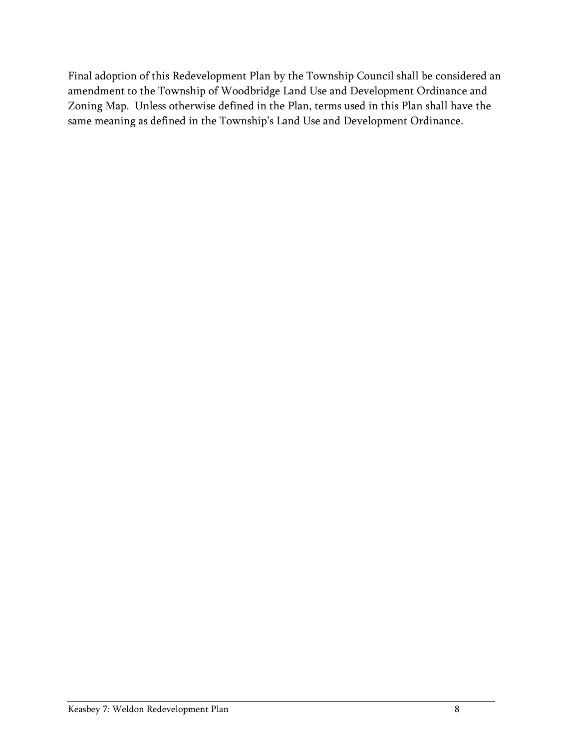Final adoption of this Redevelopment Plan by the Township Council shall be considered an amendment to the Township of Woodbridge Land Use and Development Ordinance and Zoning Map. Unless otherwise defined in the Plan, terms used in this Plan shall have the same meaning as defined in the Township's Land Use and Development Ordinance.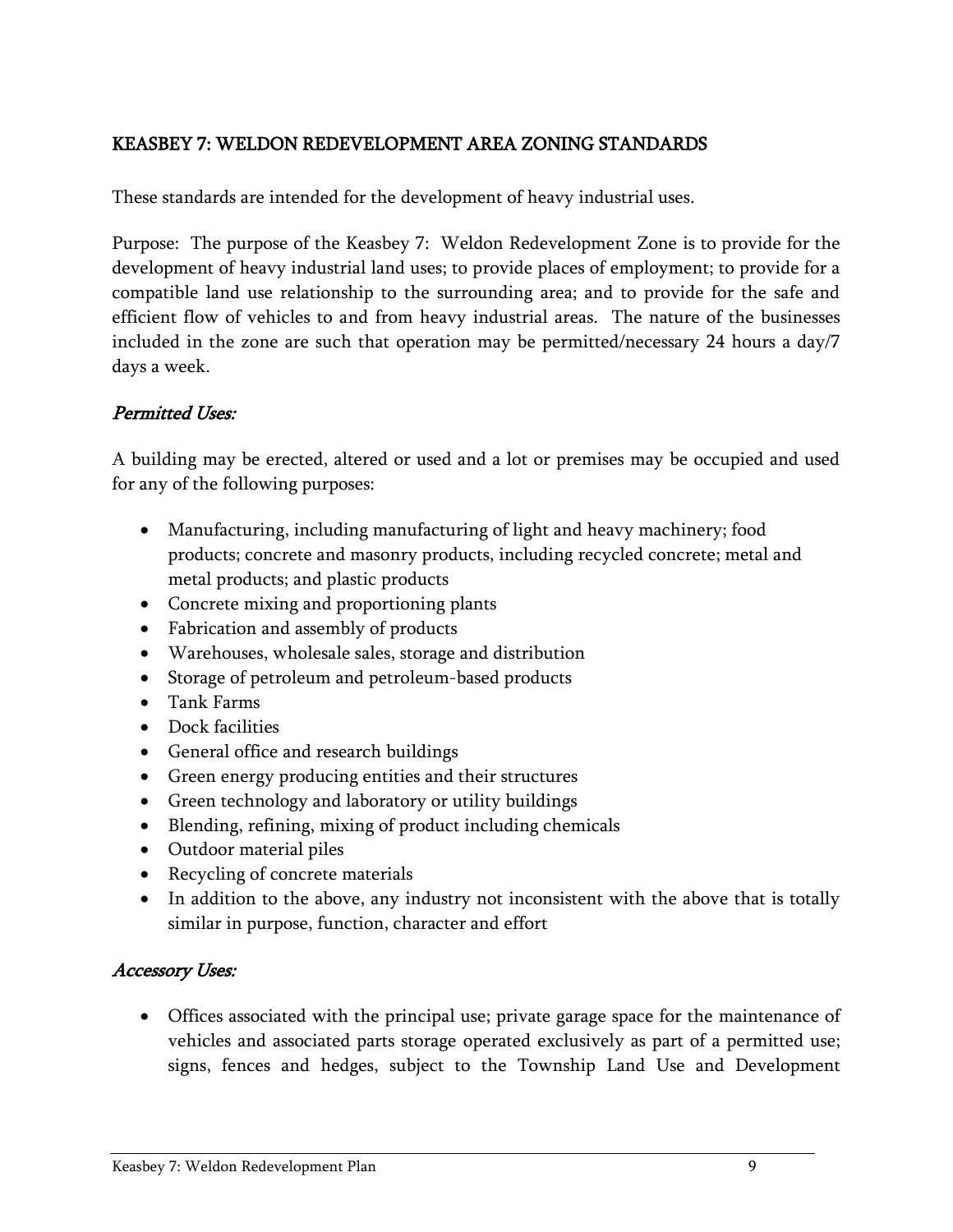## KEASBEY 7: WELDON REDEVELOPMENT AREA ZONING STANDARDS

These standards are intended for the development of heavy industrial uses.

Purpose: The purpose of the Keasbey 7: Weldon Redevelopment Zone is to provide for the development of heavy industrial land uses; to provide places of employment; to provide for a compatible land use relationship to the surrounding area; and to provide for the safe and efficient flow of vehicles to and from heavy industrial areas. The nature of the businesses included in the zone are such that operation may be permitted/necessary 24 hours a day/7 days a week.

### *Permitted Uses:*

A building may be erected, altered or used and a lot or premises may be occupied and used for any of the following purposes:

- Manufacturing, including manufacturing of light and heavy machinery; food products; concrete and masonry products, including recycled concrete; metal and metal products; and plastic products
- Concrete mixing and proportioning plants
- Fabrication and assembly of products
- Warehouses, wholesale sales, storage and distribution
- Storage of petroleum and petroleum-based products
- Tank Farms
- Dock facilities
- General office and research buildings
- Green energy producing entities and their structures
- Green technology and laboratory or utility buildings
- Blending, refining, mixing of product including chemicals
- Outdoor material piles
- Recycling of concrete materials
- In addition to the above, any industry not inconsistent with the above that is totally similar in purpose, function, character and effort

### *Accessory Uses:*

- Offices associated with the principal use; private garage space for the maintenance of vehicles and associated parts storage operated exclusively as part of a permitted use; signs, fences and hedges, subject to the Township Land Use and Development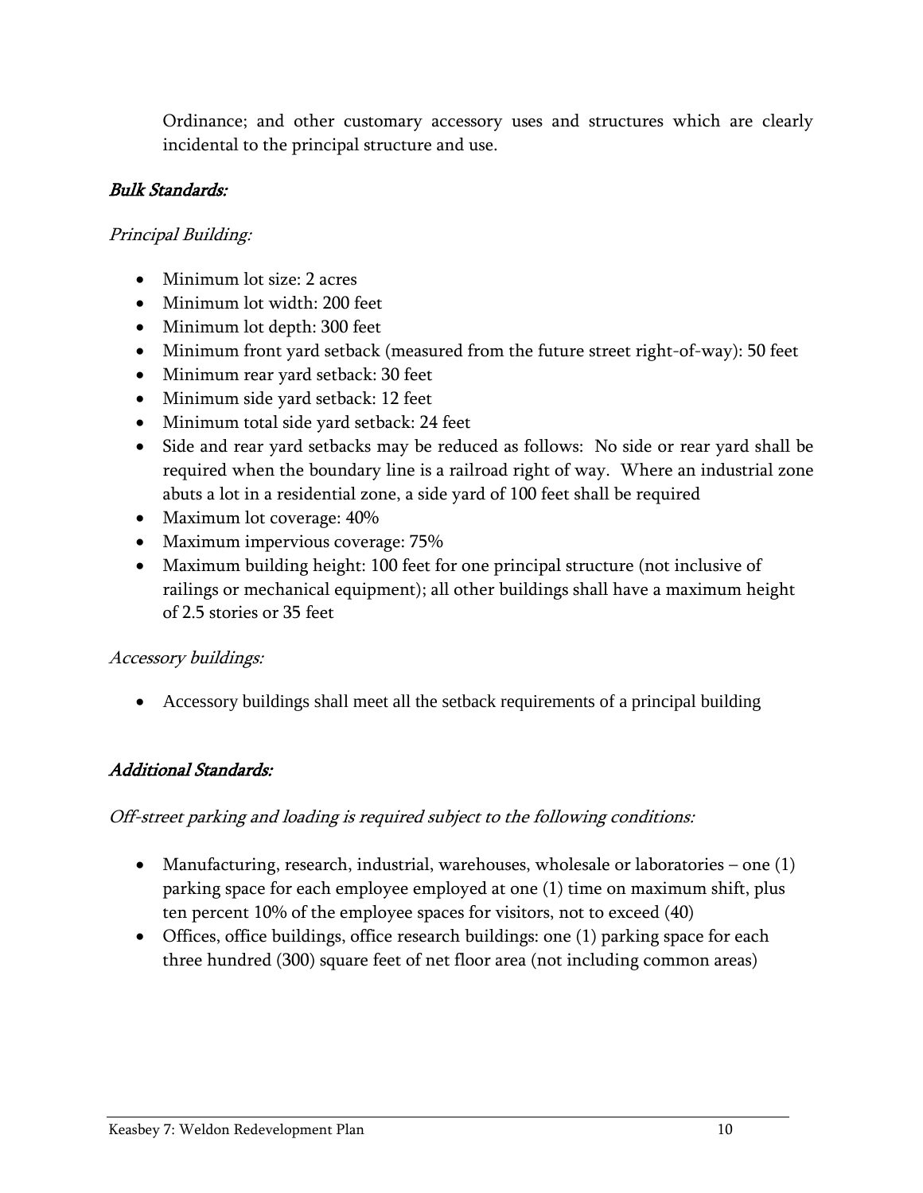Ordinance; and other customary accessory uses and structures which are clearly incidental to the principal structure and use.

### *Bulk Standards:*

*Principal Building:*

- Minimum lot size: 2 acres
- Minimum lot width: 200 feet
- Minimum lot depth: 300 feet
- Minimum front yard setback (measured from the future street right-of-way): 50 feet
- Minimum rear yard setback: 30 feet
- Minimum side yard setback: 12 feet
- Minimum total side yard setback: 24 feet
- Side and rear yard setbacks may be reduced as follows: No side or rear yard shall be required when the boundary line is a railroad right of way. Where an industrial zone abuts a lot in a residential zone, a side yard of 100 feet shall be required
- Maximum lot coverage: 40%
- Maximum impervious coverage: 75%
- Maximum building height: 100 feet for one principal structure (not inclusive of railings or mechanical equipment); all other buildings shall have a maximum height of 2.5 stories or 35 feet

*Accessory buildings:*

- Accessory buildings shall meet all the setback requirements of a principal building

### *Additional Standards:*

*Off-street parking and loading is required subject to the following conditions:*

- Manufacturing, research, industrial, warehouses, wholesale or laboratories – one (1) parking space for each employee employed at one (1) time on maximum shift, plus ten percent 10% of the employee spaces for visitors, not to exceed (40)
- Offices, office buildings, office research buildings: one (1) parking space for each three hundred (300) square feet of net floor area (not including common areas)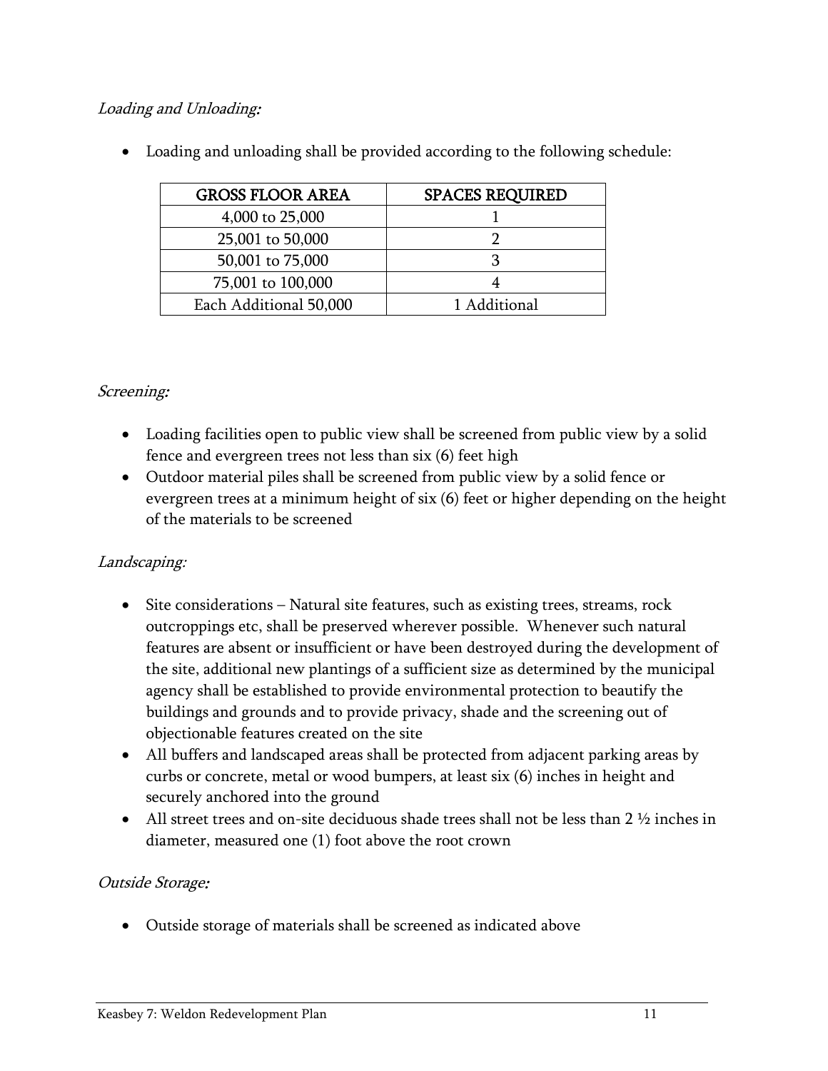*Loading and Unloading:*

- Loading and unloading shall be provided according to the following schedule:

| GROSS FLOOR AREA | SPACES REQUIRED |
|---|---|
| 4,000 to 25,000 | 1 |
| 25,001 to 50,000 | 2 |
| 50,001 to 75,000 | 3 |
| 75,001 to 100,000 | 4 |
| Each Additional 50,000 | 1 Additional |

*Screening:*

- Loading facilities open to public view shall be screened from public view by a solid fence and evergreen trees not less than six (6) feet high
- Outdoor material piles shall be screened from public view by a solid fence or evergreen trees at a minimum height of six (6) feet or higher depending on the height of the materials to be screened

*Landscaping:*

- Site considerations – Natural site features, such as existing trees, streams, rock outcroppings etc, shall be preserved wherever possible. Whenever such natural features are absent or insufficient or have been destroyed during the development of the site, additional new plantings of a sufficient size as determined by the municipal agency shall be established to provide environmental protection to beautify the buildings and grounds and to provide privacy, shade and the screening out of objectionable features created on the site
- All buffers and landscaped areas shall be protected from adjacent parking areas by curbs or concrete, metal or wood bumpers, at least six (6) inches in height and securely anchored into the ground
- All street trees and on-site deciduous shade trees shall not be less than 2 ½ inches in diameter, measured one (1) foot above the root crown

*Outside Storage:*

- Outside storage of materials shall be screened as indicated above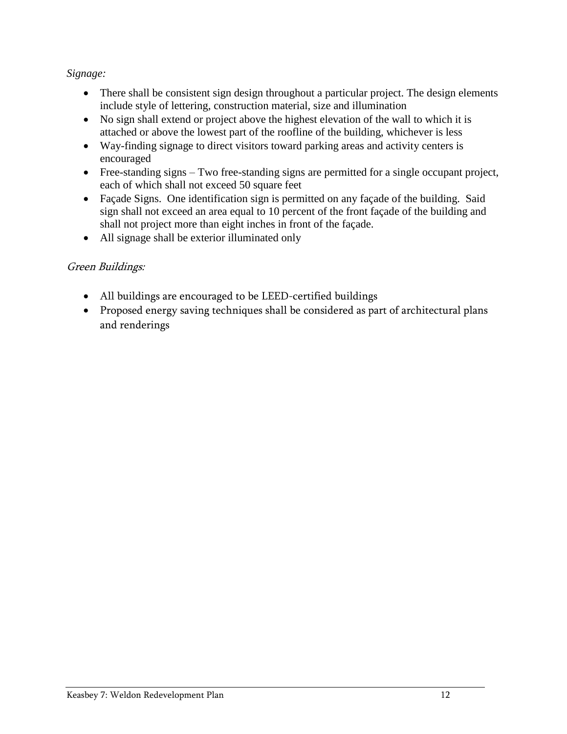*Signage:*

- There shall be consistent sign design throughout a particular project. The design elements include style of lettering, construction material, size and illumination
- No sign shall extend or project above the highest elevation of the wall to which it is attached or above the lowest part of the roofline of the building, whichever is less
- Way-finding signage to direct visitors toward parking areas and activity centers is encouraged
- Free-standing signs – Two free-standing signs are permitted for a single occupant project, each of which shall not exceed 50 square feet
- Façade Signs. One identification sign is permitted on any façade of the building. Said sign shall not exceed an area equal to 10 percent of the front façade of the building and shall not project more than eight inches in front of the façade.
- All signage shall be exterior illuminated only

*Green Buildings:*

- All buildings are encouraged to be LEED-certified buildings
- Proposed energy saving techniques shall be considered as part of architectural plans and renderings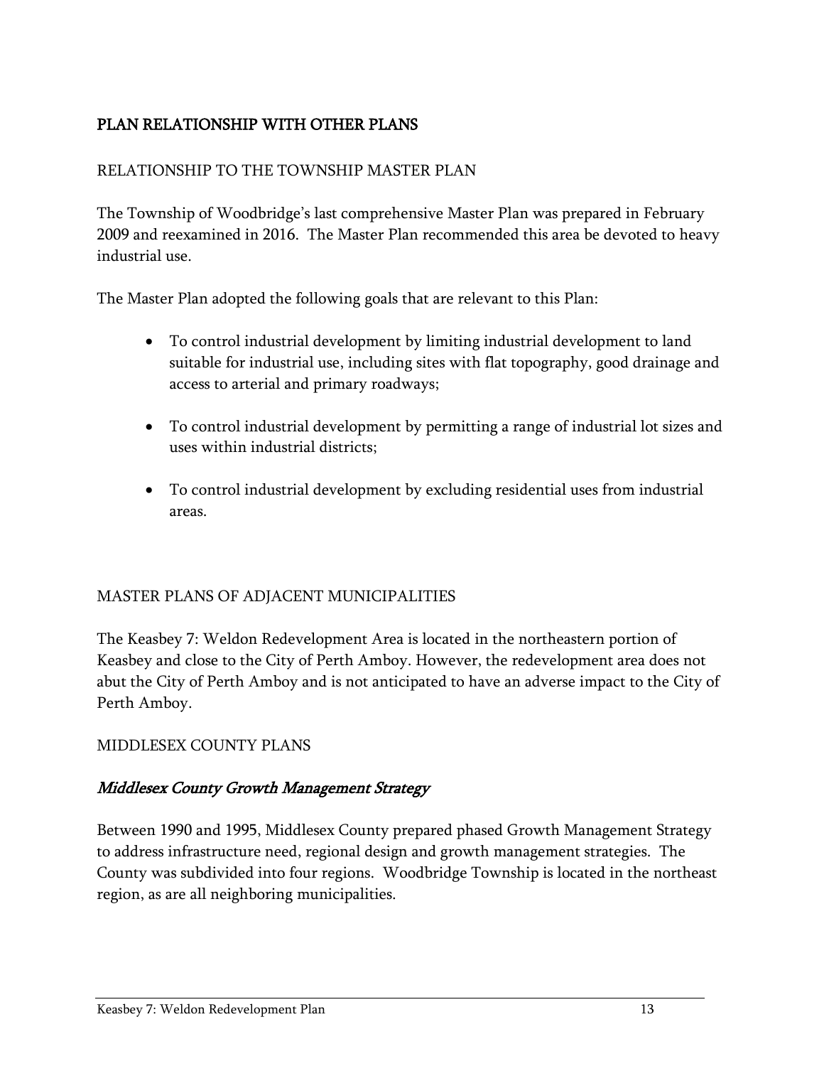## PLAN RELATIONSHIP WITH OTHER PLANS

### RELATIONSHIP TO THE TOWNSHIP MASTER PLAN

The Township of Woodbridge's last comprehensive Master Plan was prepared in February 2009 and reexamined in 2016. The Master Plan recommended this area be devoted to heavy industrial use.

The Master Plan adopted the following goals that are relevant to this Plan:

- To control industrial development by limiting industrial development to land suitable for industrial use, including sites with flat topography, good drainage and access to arterial and primary roadways;
- To control industrial development by permitting a range of industrial lot sizes and uses within industrial districts;
- To control industrial development by excluding residential uses from industrial areas.

### MASTER PLANS OF ADJACENT MUNICIPALITIES

The Keasbey 7: Weldon Redevelopment Area is located in the northeastern portion of Keasbey and close to the City of Perth Amboy. However, the redevelopment area does not abut the City of Perth Amboy and is not anticipated to have an adverse impact to the City of Perth Amboy.

### MIDDLESEX COUNTY PLANS

#### *Middlesex County Growth Management Strategy*

Between 1990 and 1995, Middlesex County prepared phased Growth Management Strategy to address infrastructure need, regional design and growth management strategies. The County was subdivided into four regions. Woodbridge Township is located in the northeast region, as are all neighboring municipalities.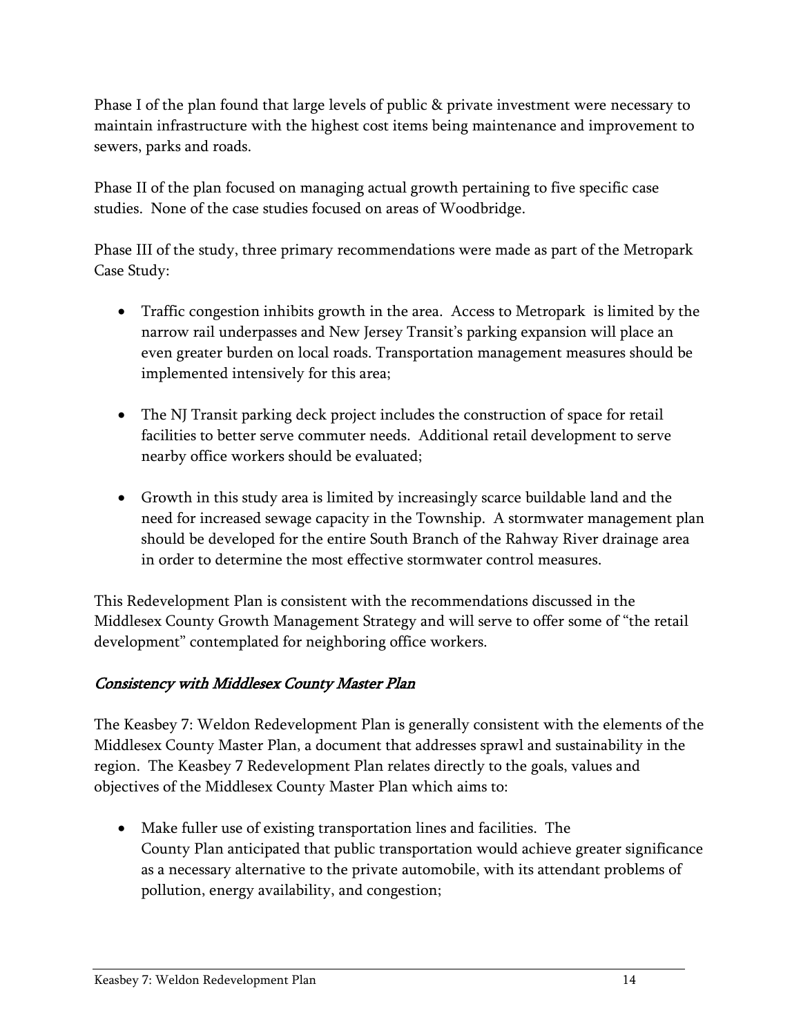Phase I of the plan found that large levels of public & private investment were necessary to maintain infrastructure with the highest cost items being maintenance and improvement to sewers, parks and roads.

Phase II of the plan focused on managing actual growth pertaining to five specific case studies. None of the case studies focused on areas of Woodbridge.

Phase III of the study, three primary recommendations were made as part of the Metropark Case Study:

- Traffic congestion inhibits growth in the area. Access to Metropark is limited by the narrow rail underpasses and New Jersey Transit's parking expansion will place an even greater burden on local roads. Transportation management measures should be implemented intensively for this area;

- The NJ Transit parking deck project includes the construction of space for retail facilities to better serve commuter needs. Additional retail development to serve nearby office workers should be evaluated;

- Growth in this study area is limited by increasingly scarce buildable land and the need for increased sewage capacity in the Township. A stormwater management plan should be developed for the entire South Branch of the Rahway River drainage area in order to determine the most effective stormwater control measures.

This Redevelopment Plan is consistent with the recommendations discussed in the Middlesex County Growth Management Strategy and will serve to offer some of "the retail development" contemplated for neighboring office workers.

### *Consistency with Middlesex County Master Plan*

The Keasbey 7: Weldon Redevelopment Plan is generally consistent with the elements of the Middlesex County Master Plan, a document that addresses sprawl and sustainability in the region. The Keasbey 7 Redevelopment Plan relates directly to the goals, values and objectives of the Middlesex County Master Plan which aims to:

- Make fuller use of existing transportation lines and facilities. The County Plan anticipated that public transportation would achieve greater significance as a necessary alternative to the private automobile, with its attendant problems of pollution, energy availability, and congestion;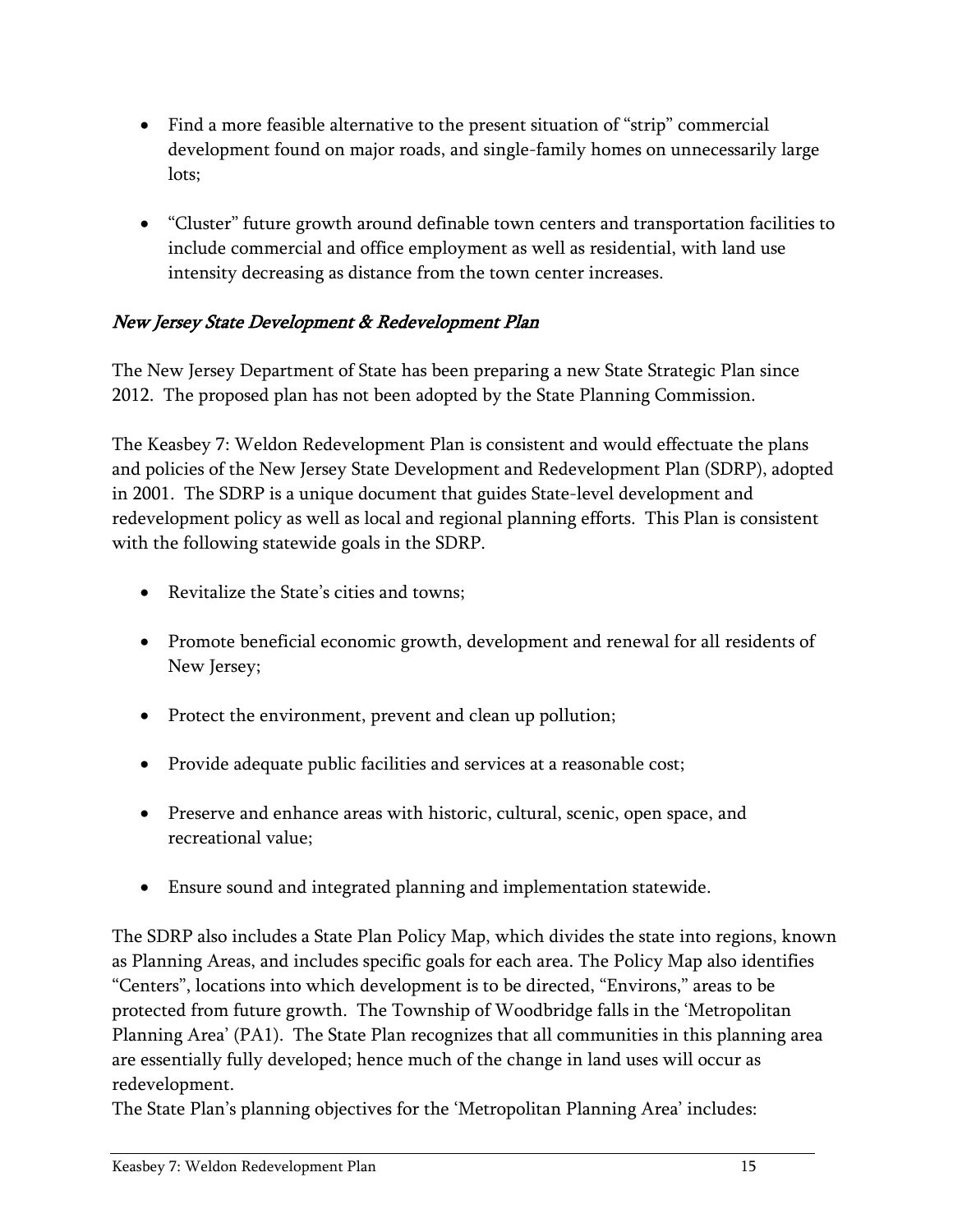- Find a more feasible alternative to the present situation of "strip" commercial development found on major roads, and single-family homes on unnecessarily large lots;
- "Cluster" future growth around definable town centers and transportation facilities to include commercial and office employment as well as residential, with land use intensity decreasing as distance from the town center increases.

### *New Jersey State Development & Redevelopment Plan*

The New Jersey Department of State has been preparing a new State Strategic Plan since 2012. The proposed plan has not been adopted by the State Planning Commission.

The Keasbey 7: Weldon Redevelopment Plan is consistent and would effectuate the plans and policies of the New Jersey State Development and Redevelopment Plan (SDRP), adopted in 2001. The SDRP is a unique document that guides State-level development and redevelopment policy as well as local and regional planning efforts. This Plan is consistent with the following statewide goals in the SDRP.

- Revitalize the State's cities and towns;
- Promote beneficial economic growth, development and renewal for all residents of New Jersey;
- Protect the environment, prevent and clean up pollution;
- Provide adequate public facilities and services at a reasonable cost;
- Preserve and enhance areas with historic, cultural, scenic, open space, and recreational value;
- Ensure sound and integrated planning and implementation statewide.

The SDRP also includes a State Plan Policy Map, which divides the state into regions, known as Planning Areas, and includes specific goals for each area. The Policy Map also identifies "Centers", locations into which development is to be directed, "Environs," areas to be protected from future growth. The Township of Woodbridge falls in the 'Metropolitan Planning Area' (PA1). The State Plan recognizes that all communities in this planning area are essentially fully developed; hence much of the change in land uses will occur as redevelopment.

The State Plan's planning objectives for the 'Metropolitan Planning Area' includes: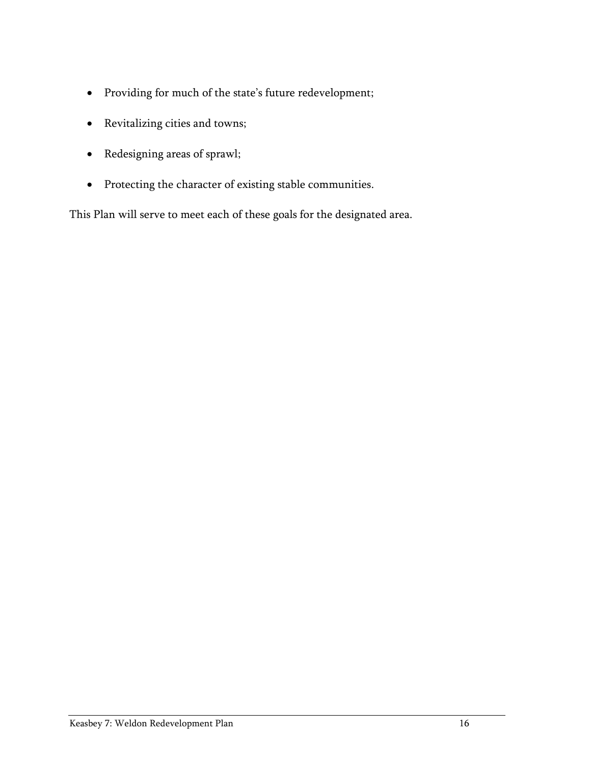- Providing for much of the state's future redevelopment;
- Revitalizing cities and towns;
- Redesigning areas of sprawl;
- Protecting the character of existing stable communities.

This Plan will serve to meet each of these goals for the designated area.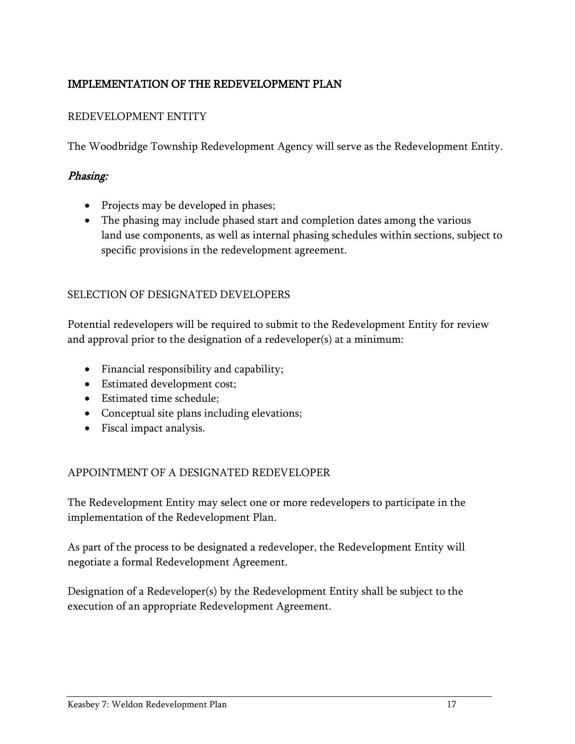## IMPLEMENTATION OF THE REDEVELOPMENT PLAN

### REDEVELOPMENT ENTITY

The Woodbridge Township Redevelopment Agency will serve as the Redevelopment Entity.

***Phasing:***

- Projects may be developed in phases;
- The phasing may include phased start and completion dates among the various land use components, as well as internal phasing schedules within sections, subject to specific provisions in the redevelopment agreement.

### SELECTION OF DESIGNATED DEVELOPERS

Potential redevelopers will be required to submit to the Redevelopment Entity for review and approval prior to the designation of a redeveloper(s) at a minimum:

- Financial responsibility and capability;
- Estimated development cost;
- Estimated time schedule;
- Conceptual site plans including elevations;
- Fiscal impact analysis.

### APPOINTMENT OF A DESIGNATED REDEVELOPER

The Redevelopment Entity may select one or more redevelopers to participate in the implementation of the Redevelopment Plan.

As part of the process to be designated a redeveloper, the Redevelopment Entity will negotiate a formal Redevelopment Agreement.

Designation of a Redeveloper(s) by the Redevelopment Entity shall be subject to the execution of an appropriate Redevelopment Agreement.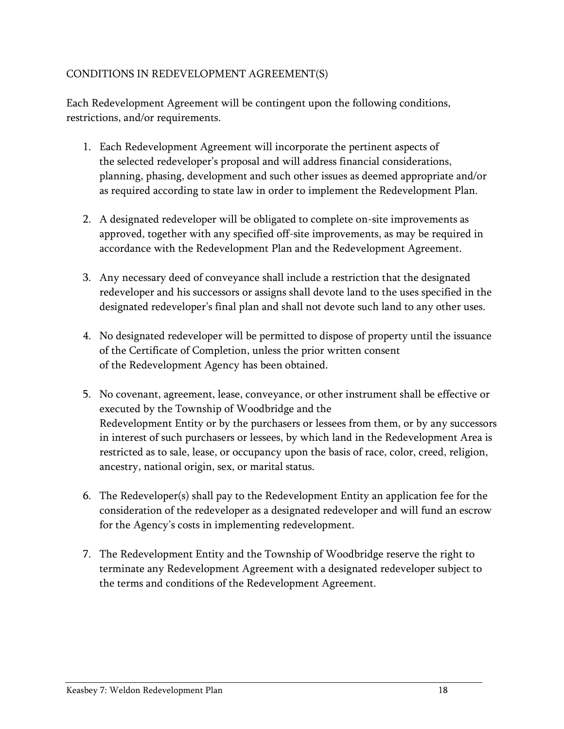## CONDITIONS IN REDEVELOPMENT AGREEMENT(S)

Each Redevelopment Agreement will be contingent upon the following conditions, restrictions, and/or requirements.

1. Each Redevelopment Agreement will incorporate the pertinent aspects of the selected redeveloper's proposal and will address financial considerations, planning, phasing, development and such other issues as deemed appropriate and/or as required according to state law in order to implement the Redevelopment Plan.

2. A designated redeveloper will be obligated to complete on-site improvements as approved, together with any specified off-site improvements, as may be required in accordance with the Redevelopment Plan and the Redevelopment Agreement.

3. Any necessary deed of conveyance shall include a restriction that the designated redeveloper and his successors or assigns shall devote land to the uses specified in the designated redeveloper's final plan and shall not devote such land to any other uses.

4. No designated redeveloper will be permitted to dispose of property until the issuance of the Certificate of Completion, unless the prior written consent of the Redevelopment Agency has been obtained.

5. No covenant, agreement, lease, conveyance, or other instrument shall be effective or executed by the Township of Woodbridge and the Redevelopment Entity or by the purchasers or lessees from them, or by any successors in interest of such purchasers or lessees, by which land in the Redevelopment Area is restricted as to sale, lease, or occupancy upon the basis of race, color, creed, religion, ancestry, national origin, sex, or marital status.

6. The Redeveloper(s) shall pay to the Redevelopment Entity an application fee for the consideration of the redeveloper as a designated redeveloper and will fund an escrow for the Agency's costs in implementing redevelopment.

7. The Redevelopment Entity and the Township of Woodbridge reserve the right to terminate any Redevelopment Agreement with a designated redeveloper subject to the terms and conditions of the Redevelopment Agreement.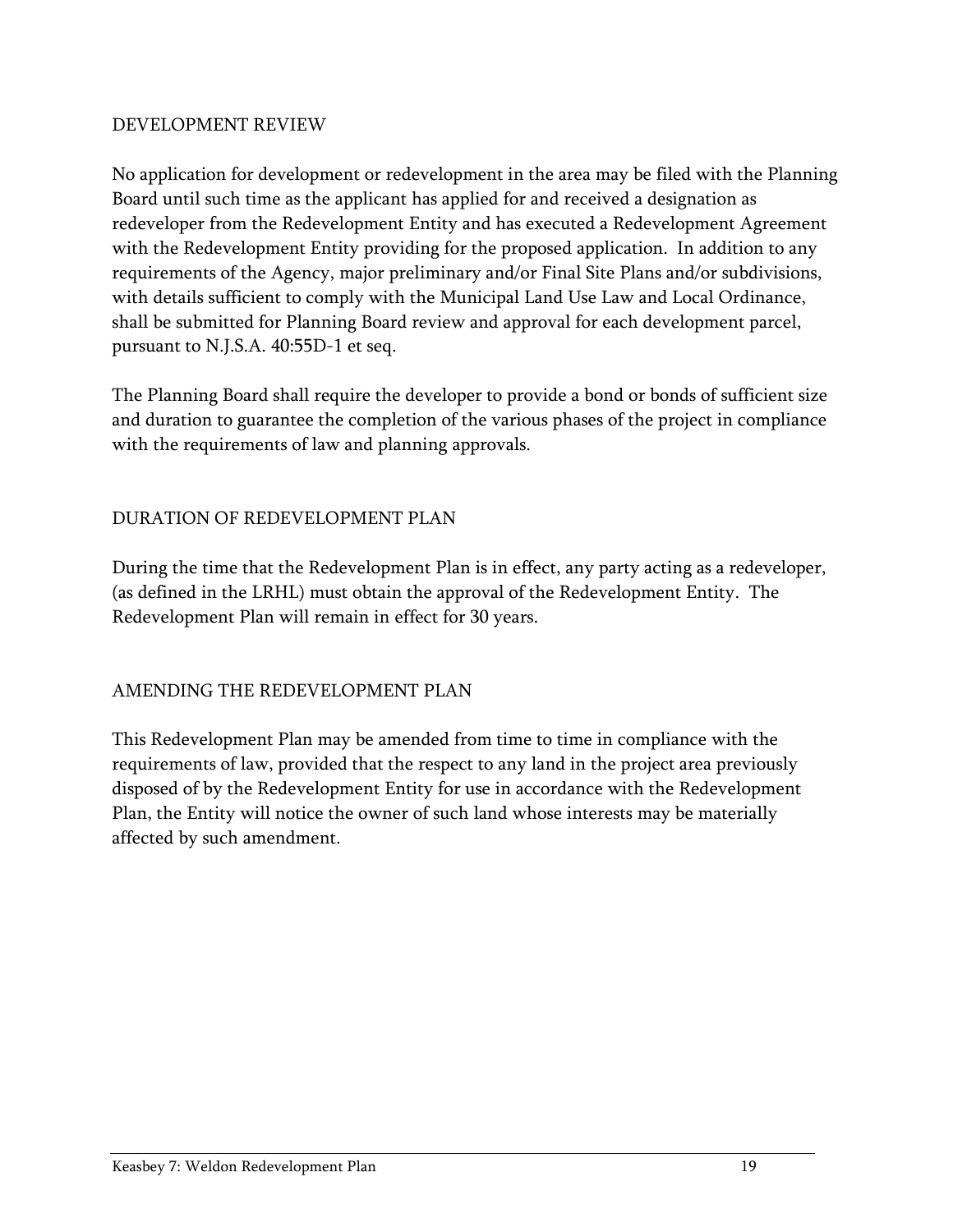## DEVELOPMENT REVIEW

No application for development or redevelopment in the area may be filed with the Planning Board until such time as the applicant has applied for and received a designation as redeveloper from the Redevelopment Entity and has executed a Redevelopment Agreement with the Redevelopment Entity providing for the proposed application. In addition to any requirements of the Agency, major preliminary and/or Final Site Plans and/or subdivisions, with details sufficient to comply with the Municipal Land Use Law and Local Ordinance, shall be submitted for Planning Board review and approval for each development parcel, pursuant to N.J.S.A. 40:55D-1 et seq.

The Planning Board shall require the developer to provide a bond or bonds of sufficient size and duration to guarantee the completion of the various phases of the project in compliance with the requirements of law and planning approvals.

## DURATION OF REDEVELOPMENT PLAN

During the time that the Redevelopment Plan is in effect, any party acting as a redeveloper, (as defined in the LRHL) must obtain the approval of the Redevelopment Entity. The Redevelopment Plan will remain in effect for 30 years.

## AMENDING THE REDEVELOPMENT PLAN

This Redevelopment Plan may be amended from time to time in compliance with the requirements of law, provided that the respect to any land in the project area previously disposed of by the Redevelopment Entity for use in accordance with the Redevelopment Plan, the Entity will notice the owner of such land whose interests may be materially affected by such amendment.